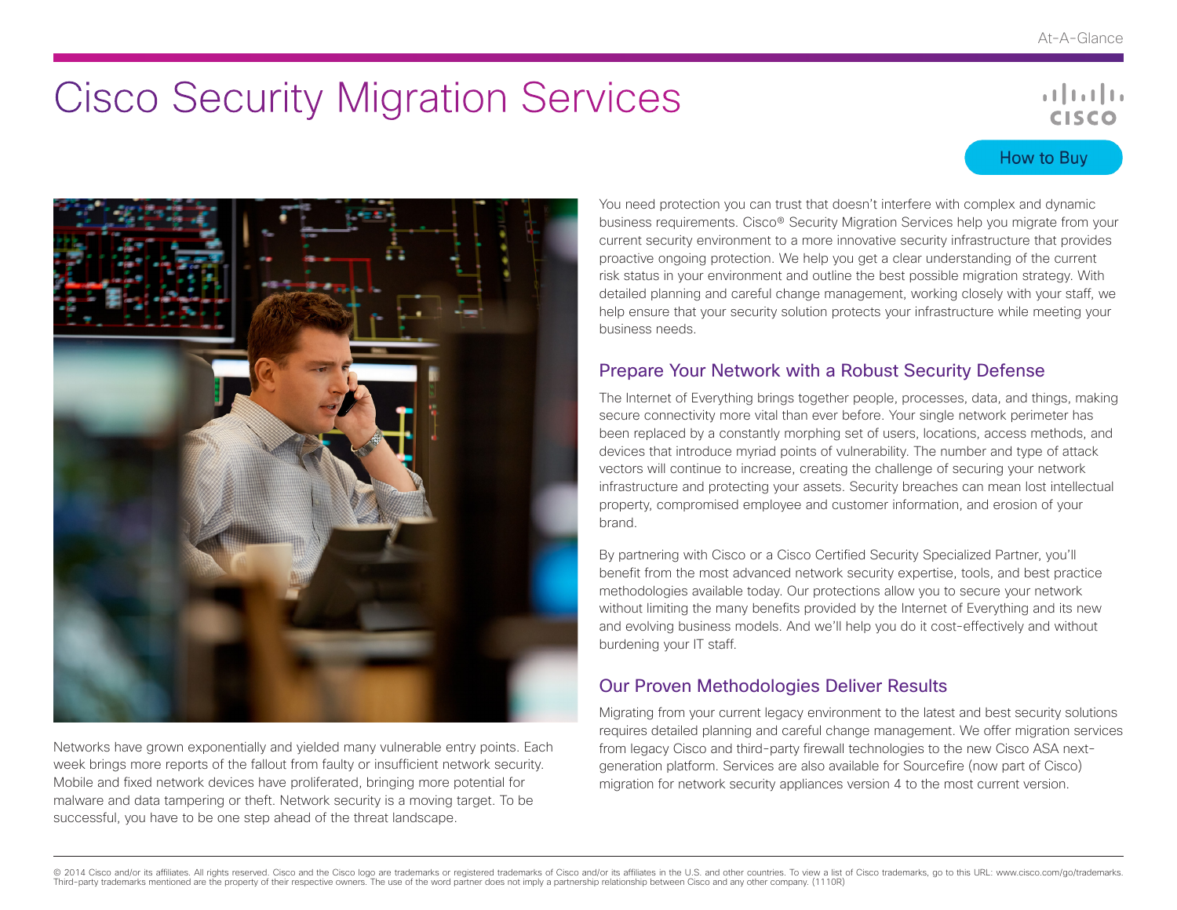# Cisco Security Migration Services

How to Buy

Networks have grown exponentially and yielded many vulnerable entry points. Each week brings more reports of the fallout from faulty or insufficient network security. Mobile and fixed network devices have proliferated, bringing more potential for malware and data tampering or theft. Network security is a moving target. To be successful, you have to be one step ahead of the threat landscape.

You need protection you can trust that doesn't interfere with complex and dynamic business requirements. Cisco® Security Migration Services help you migrate from your current security environment to a more innovative security infrastructure that provides proactive ongoing protection. We help you get a clear understanding of the current risk status in your environment and outline the best possible migration strategy. With detailed planning and careful change management, working closely with your staff, we help ensure that your security solution protects your infrastructure while meeting your business needs.

## Prepare Your Network with a Robust Security Defense

The Internet of Everything brings together people, processes, data, and things, making secure connectivity more vital than ever before. Your single network perimeter has been replaced by a constantly morphing set of users, locations, access methods, and devices that introduce myriad points of vulnerability. The number and type of attack vectors will continue to increase, creating the challenge of securing your network infrastructure and protecting your assets. Security breaches can mean lost intellectual property, compromised employee and customer information, and erosion of your brand.

By partnering with Cisco or a Cisco Certified Security Specialized Partner, you'll benefit from the most advanced network security expertise, tools, and best practice methodologies available today. Our protections allow you to secure your network without limiting the many benefits provided by the Internet of Everything and its new and evolving business models. And we'll help you do it cost-effectively and without burdening your IT staff.

## Our Proven Methodologies Deliver Results

Migrating from your current legacy environment to the latest and best security solutions requires detailed planning and careful change management. We offer migration services from legacy Cisco and third-party firewall technologies to the new Cisco ASA next-generation platform. Services are also available for Sourcefire (now part of Cisco) migration for network security appliances version 4 to the most current version.

© 2014 Cisco and/or its affiliates. All rights reserved. Cisco and the Cisco logo are trademarks or registered trademarks of Cisco and/or its affiliates in the U.S. and other countries. To view a list of Cisco trademarks, go to this URL: www.cisco.com/go/trademarks. Third-party trademarks mentioned are the property of their respective owners. The use of the word partner does not imply a partnership relationship between Cisco and any other company. (1110R)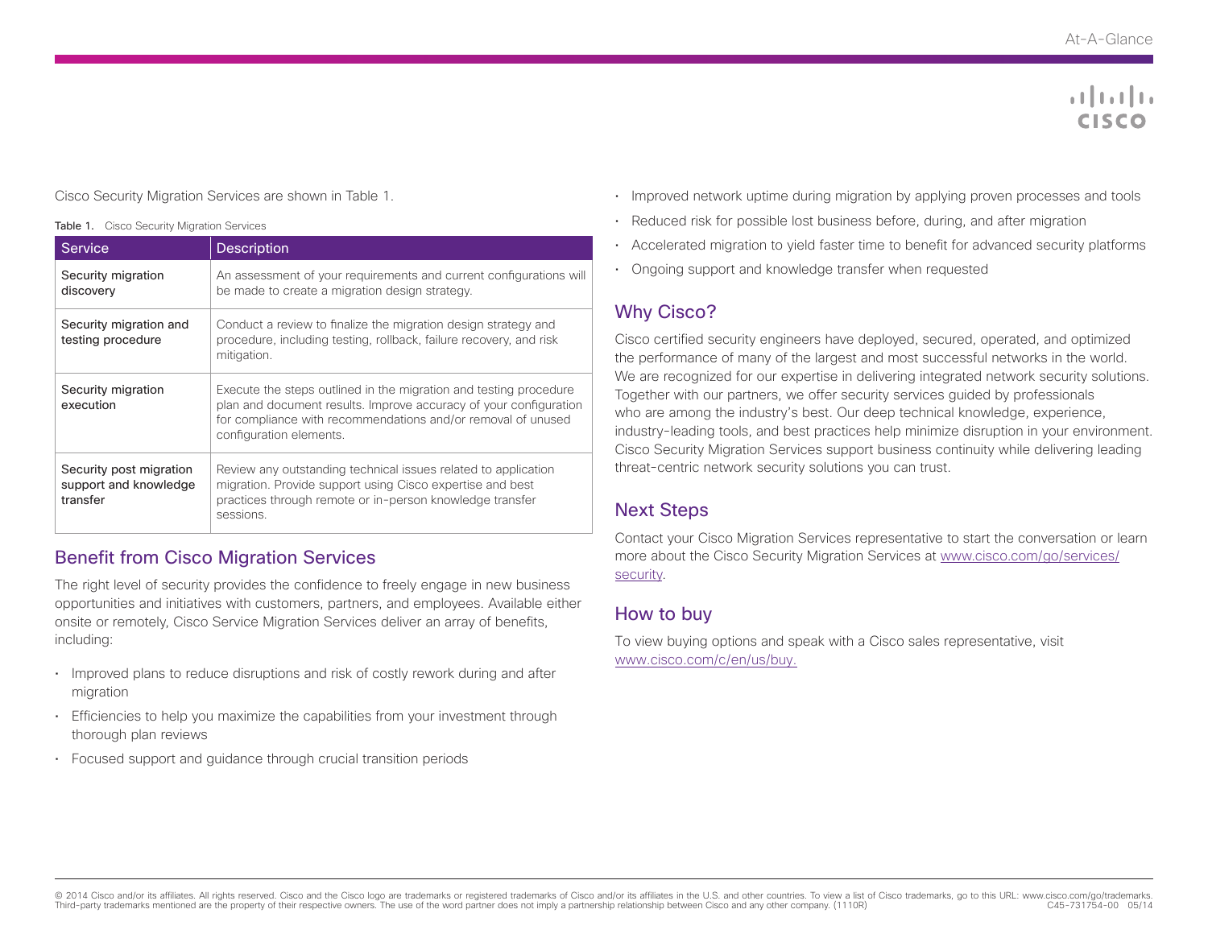Cisco Security Migration Services are shown in Table 1.

**Table 1.** Cisco Security Migration Services

| Service | Description |
| --- | --- |
| Security migration discovery | An assessment of your requirements and current configurations will be made to create a migration design strategy. |
| Security migration and testing procedure | Conduct a review to finalize the migration design strategy and procedure, including testing, rollback, failure recovery, and risk mitigation. |
| Security migration execution | Execute the steps outlined in the migration and testing procedure plan and document results. Improve accuracy of your configuration for compliance with recommendations and/or removal of unused configuration elements. |
| Security post migration support and knowledge transfer | Review any outstanding technical issues related to application migration. Provide support using Cisco expertise and best practices through remote or in-person knowledge transfer sessions. |

## Benefit from Cisco Migration Services

The right level of security provides the confidence to freely engage in new business opportunities and initiatives with customers, partners, and employees. Available either onsite or remotely, Cisco Service Migration Services deliver an array of benefits, including:

- Improved plans to reduce disruptions and risk of costly rework during and after migration
- Efficiencies to help you maximize the capabilities from your investment through thorough plan reviews
- Focused support and guidance through crucial transition periods
- Improved network uptime during migration by applying proven processes and tools
- Reduced risk for possible lost business before, during, and after migration
- Accelerated migration to yield faster time to benefit for advanced security platforms
- Ongoing support and knowledge transfer when requested

## Why Cisco?

Cisco certified security engineers have deployed, secured, operated, and optimized the performance of many of the largest and most successful networks in the world. We are recognized for our expertise in delivering integrated network security solutions. Together with our partners, we offer security services guided by professionals who are among the industry's best. Our deep technical knowledge, experience, industry-leading tools, and best practices help minimize disruption in your environment. Cisco Security Migration Services support business continuity while delivering leading threat-centric network security solutions you can trust.

## Next Steps

Contact your Cisco Migration Services representative to start the conversation or learn more about the Cisco Security Migration Services at www.cisco.com/go/services/security.

## How to buy

To view buying options and speak with a Cisco sales representative, visit www.cisco.com/c/en/us/buy.

© 2014 Cisco and/or its affiliates. All rights reserved. Cisco and the Cisco logo are trademarks or registered trademarks of Cisco and/or its affiliates in the U.S. and other countries. To view a list of Cisco trademarks, go to this URL: www.cisco.com/go/trademarks. Third-party trademarks mentioned are the property of their respective owners. The use of the word partner does not imply a partnership relationship between Cisco and any other company. (1110R)

C45-731754-00 05/14